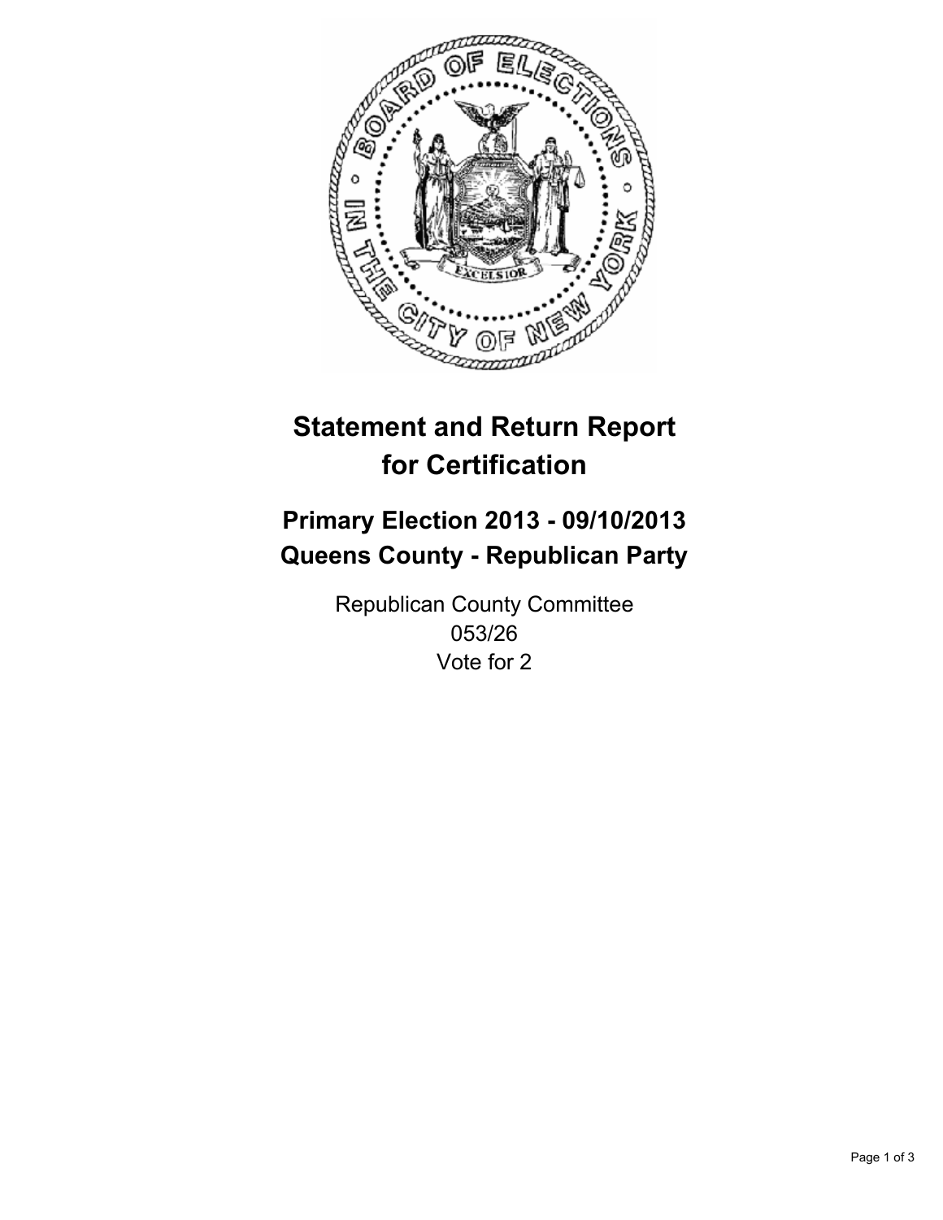# Statement and Return Report for Certification

## Primary Election 2013 - 09/10/2013
## Queens County - Republican Party

Republican County Committee
053/26
Vote for 2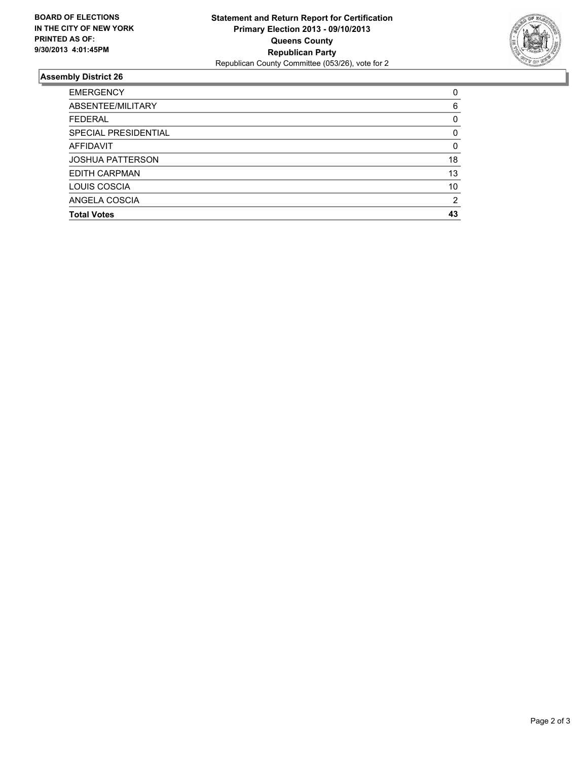**BOARD OF ELECTIONS IN THE CITY OF NEW YORK PRINTED AS OF: 9/30/2013 4:01:45PM**

**Statement and Return Report for Certification**
**Primary Election 2013 - 09/10/2013**
**Queens County**
**Republican Party**
Republican County Committee (053/26), vote for 2

## Assembly District 26

| | |
|---|---|
| EMERGENCY | 0 |
| ABSENTEE/MILITARY | 6 |
| FEDERAL | 0 |
| SPECIAL PRESIDENTIAL | 0 |
| AFFIDAVIT | 0 |
| JOSHUA PATTERSON | 18 |
| EDITH CARPMAN | 13 |
| LOUIS COSCIA | 10 |
| ANGELA COSCIA | 2 |
| **Total Votes** | **43** |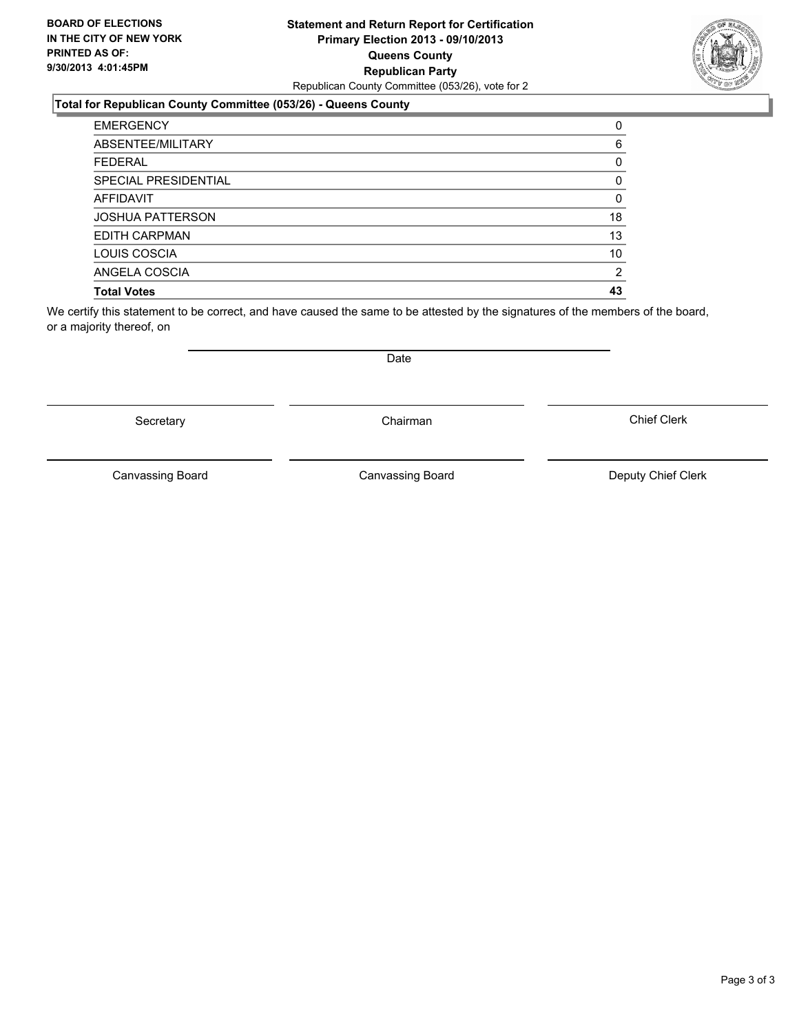**BOARD OF ELECTIONS IN THE CITY OF NEW YORK PRINTED AS OF: 9/30/2013 4:01:45PM**

**Statement and Return Report for Certification**
**Primary Election 2013 - 09/10/2013**
**Queens County**
**Republican Party**
Republican County Committee (053/26), vote for 2

### Total for Republican County Committee (053/26) - Queens County

| | |
|---|---|
| EMERGENCY | 0 |
| ABSENTEE/MILITARY | 6 |
| FEDERAL | 0 |
| SPECIAL PRESIDENTIAL | 0 |
| AFFIDAVIT | 0 |
| JOSHUA PATTERSON | 18 |
| EDITH CARPMAN | 13 |
| LOUIS COSCIA | 10 |
| ANGELA COSCIA | 2 |
| **Total Votes** | **43** |

We certify this statement to be correct, and have caused the same to be attested by the signatures of the members of the board, or a majority thereof, on

Date

Secretary | Chairman | Chief Clerk

Canvassing Board | Canvassing Board | Deputy Chief Clerk